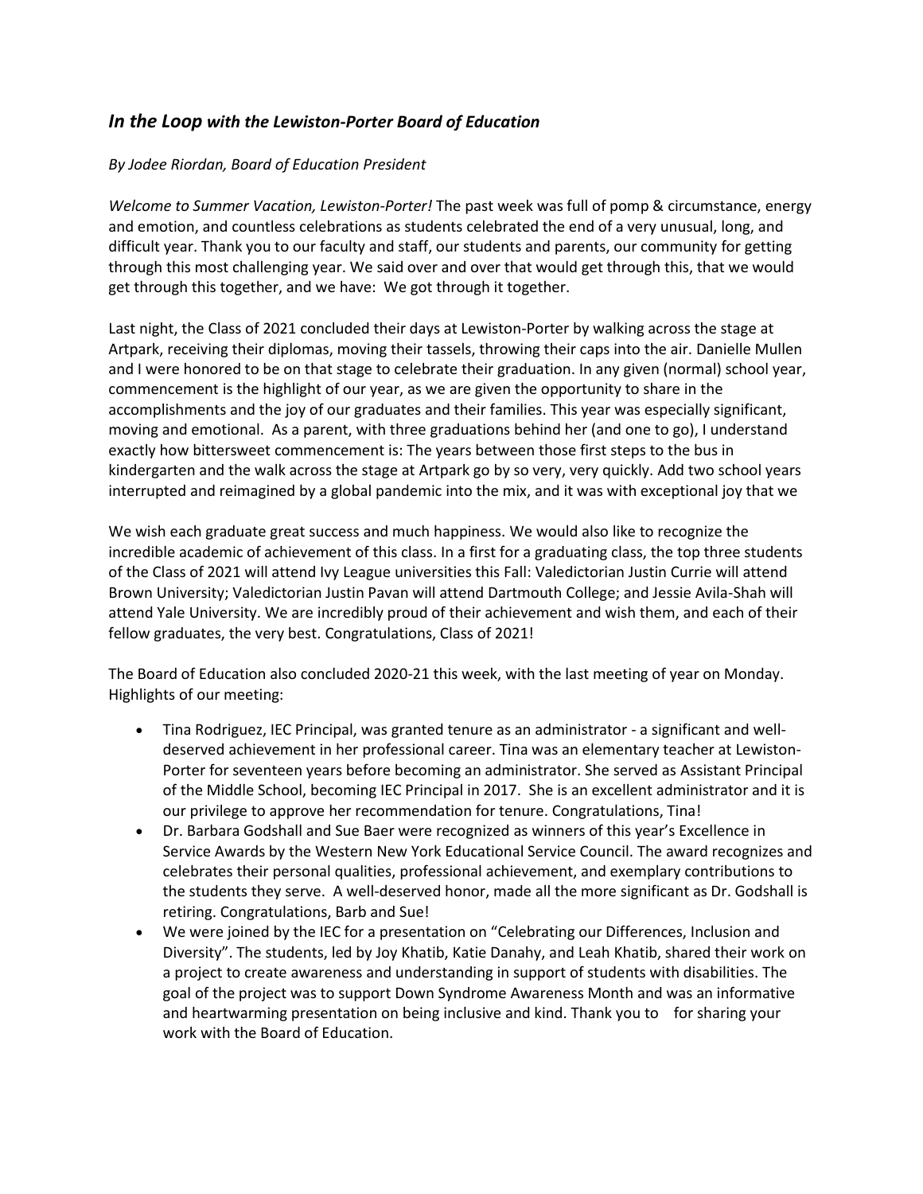## *In the Loop with the Lewiston-Porter Board of Education*

*By Jodee Riordan, Board of Education President*

*Welcome to Summer Vacation, Lewiston-Porter!* The past week was full of pomp & circumstance, energy and emotion, and countless celebrations as students celebrated the end of a very unusual, long, and difficult year. Thank you to our faculty and staff, our students and parents, our community for getting through this most challenging year. We said over and over that would get through this, that we would get through this together, and we have: We got through it together.

Last night, the Class of 2021 concluded their days at Lewiston-Porter by walking across the stage at Artpark, receiving their diplomas, moving their tassels, throwing their caps into the air. Danielle Mullen and I were honored to be on that stage to celebrate their graduation. In any given (normal) school year, commencement is the highlight of our year, as we are given the opportunity to share in the accomplishments and the joy of our graduates and their families. This year was especially significant, moving and emotional. As a parent, with three graduations behind her (and one to go), I understand exactly how bittersweet commencement is: The years between those first steps to the bus in kindergarten and the walk across the stage at Artpark go by so very, very quickly. Add two school years interrupted and reimagined by a global pandemic into the mix, and it was with exceptional joy that we

We wish each graduate great success and much happiness. We would also like to recognize the incredible academic of achievement of this class. In a first for a graduating class, the top three students of the Class of 2021 will attend Ivy League universities this Fall: Valedictorian Justin Currie will attend Brown University; Valedictorian Justin Pavan will attend Dartmouth College; and Jessie Avila-Shah will attend Yale University. We are incredibly proud of their achievement and wish them, and each of their fellow graduates, the very best. Congratulations, Class of 2021!

The Board of Education also concluded 2020-21 this week, with the last meeting of year on Monday. Highlights of our meeting:

- Tina Rodriguez, IEC Principal, was granted tenure as an administrator - a significant and well-deserved achievement in her professional career. Tina was an elementary teacher at Lewiston-Porter for seventeen years before becoming an administrator. She served as Assistant Principal of the Middle School, becoming IEC Principal in 2017. She is an excellent administrator and it is our privilege to approve her recommendation for tenure. Congratulations, Tina!
- Dr. Barbara Godshall and Sue Baer were recognized as winners of this year's Excellence in Service Awards by the Western New York Educational Service Council. The award recognizes and celebrates their personal qualities, professional achievement, and exemplary contributions to the students they serve. A well-deserved honor, made all the more significant as Dr. Godshall is retiring. Congratulations, Barb and Sue!
- We were joined by the IEC for a presentation on "Celebrating our Differences, Inclusion and Diversity". The students, led by Joy Khatib, Katie Danahy, and Leah Khatib, shared their work on a project to create awareness and understanding in support of students with disabilities. The goal of the project was to support Down Syndrome Awareness Month and was an informative and heartwarming presentation on being inclusive and kind. Thank you to for sharing your work with the Board of Education.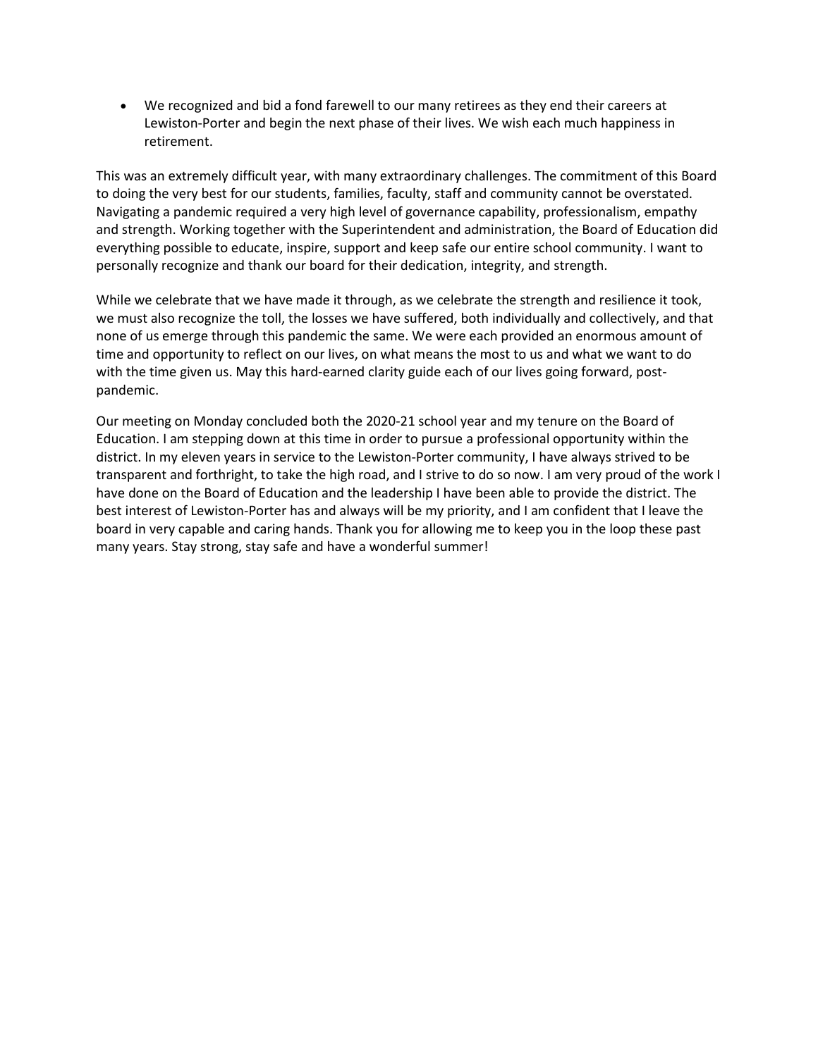- We recognized and bid a fond farewell to our many retirees as they end their careers at Lewiston-Porter and begin the next phase of their lives. We wish each much happiness in retirement.

This was an extremely difficult year, with many extraordinary challenges. The commitment of this Board to doing the very best for our students, families, faculty, staff and community cannot be overstated. Navigating a pandemic required a very high level of governance capability, professionalism, empathy and strength. Working together with the Superintendent and administration, the Board of Education did everything possible to educate, inspire, support and keep safe our entire school community. I want to personally recognize and thank our board for their dedication, integrity, and strength.

While we celebrate that we have made it through, as we celebrate the strength and resilience it took, we must also recognize the toll, the losses we have suffered, both individually and collectively, and that none of us emerge through this pandemic the same. We were each provided an enormous amount of time and opportunity to reflect on our lives, on what means the most to us and what we want to do with the time given us. May this hard-earned clarity guide each of our lives going forward, post-pandemic.

Our meeting on Monday concluded both the 2020-21 school year and my tenure on the Board of Education. I am stepping down at this time in order to pursue a professional opportunity within the district. In my eleven years in service to the Lewiston-Porter community, I have always strived to be transparent and forthright, to take the high road, and I strive to do so now. I am very proud of the work I have done on the Board of Education and the leadership I have been able to provide the district. The best interest of Lewiston-Porter has and always will be my priority, and I am confident that I leave the board in very capable and caring hands. Thank you for allowing me to keep you in the loop these past many years. Stay strong, stay safe and have a wonderful summer!